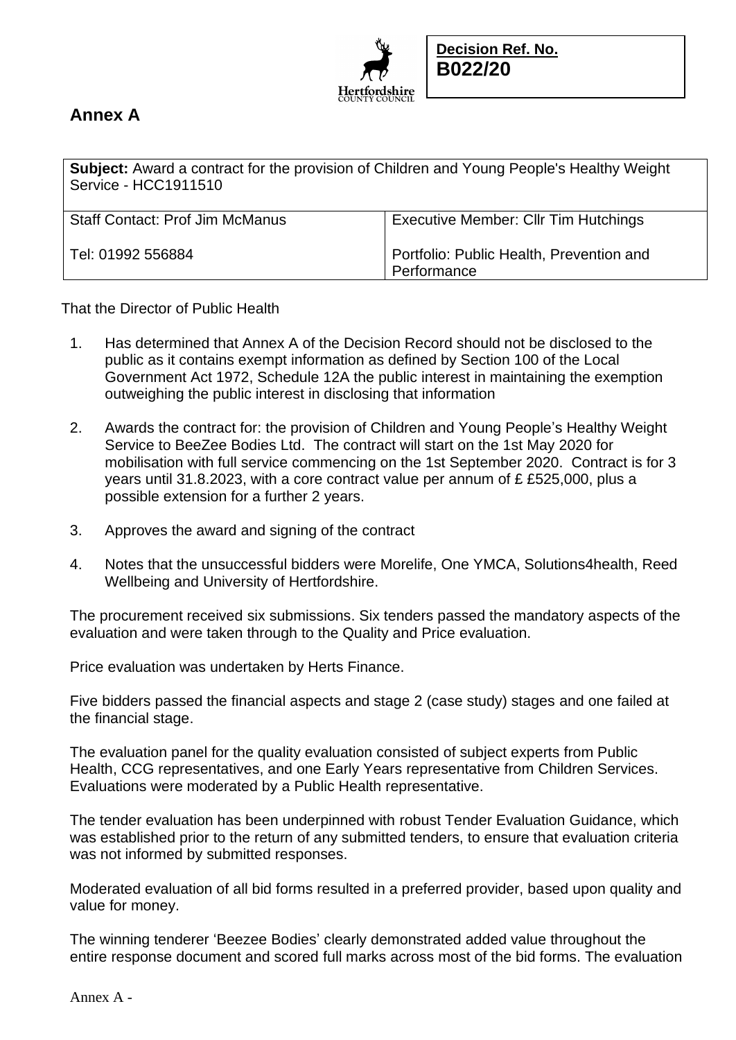Decision Ref. No.
**B022/20**

## Annex A

| **Subject:** Award a contract for the provision of Children and Young People's Healthy Weight Service - HCC1911510 | |
|---|---|
| Staff Contact: Prof Jim McManus | Executive Member: Cllr Tim Hutchings |
| Tel: 01992 556884 | Portfolio: Public Health, Prevention and Performance |

That the Director of Public Health

1. Has determined that Annex A of the Decision Record should not be disclosed to the public as it contains exempt information as defined by Section 100 of the Local Government Act 1972, Schedule 12A the public interest in maintaining the exemption outweighing the public interest in disclosing that information

2. Awards the contract for: the provision of Children and Young People's Healthy Weight Service to BeeZee Bodies Ltd. The contract will start on the 1st May 2020 for mobilisation with full service commencing on the 1st September 2020. Contract is for 3 years until 31.8.2023, with a core contract value per annum of £ £525,000, plus a possible extension for a further 2 years.

3. Approves the award and signing of the contract

4. Notes that the unsuccessful bidders were Morelife, One YMCA, Solutions4health, Reed Wellbeing and University of Hertfordshire.

The procurement received six submissions. Six tenders passed the mandatory aspects of the evaluation and were taken through to the Quality and Price evaluation.

Price evaluation was undertaken by Herts Finance.

Five bidders passed the financial aspects and stage 2 (case study) stages and one failed at the financial stage.

The evaluation panel for the quality evaluation consisted of subject experts from Public Health, CCG representatives, and one Early Years representative from Children Services. Evaluations were moderated by a Public Health representative.

The tender evaluation has been underpinned with robust Tender Evaluation Guidance, which was established prior to the return of any submitted tenders, to ensure that evaluation criteria was not informed by submitted responses.

Moderated evaluation of all bid forms resulted in a preferred provider, based upon quality and value for money.

The winning tenderer 'Beezee Bodies' clearly demonstrated added value throughout the entire response document and scored full marks across most of the bid forms. The evaluation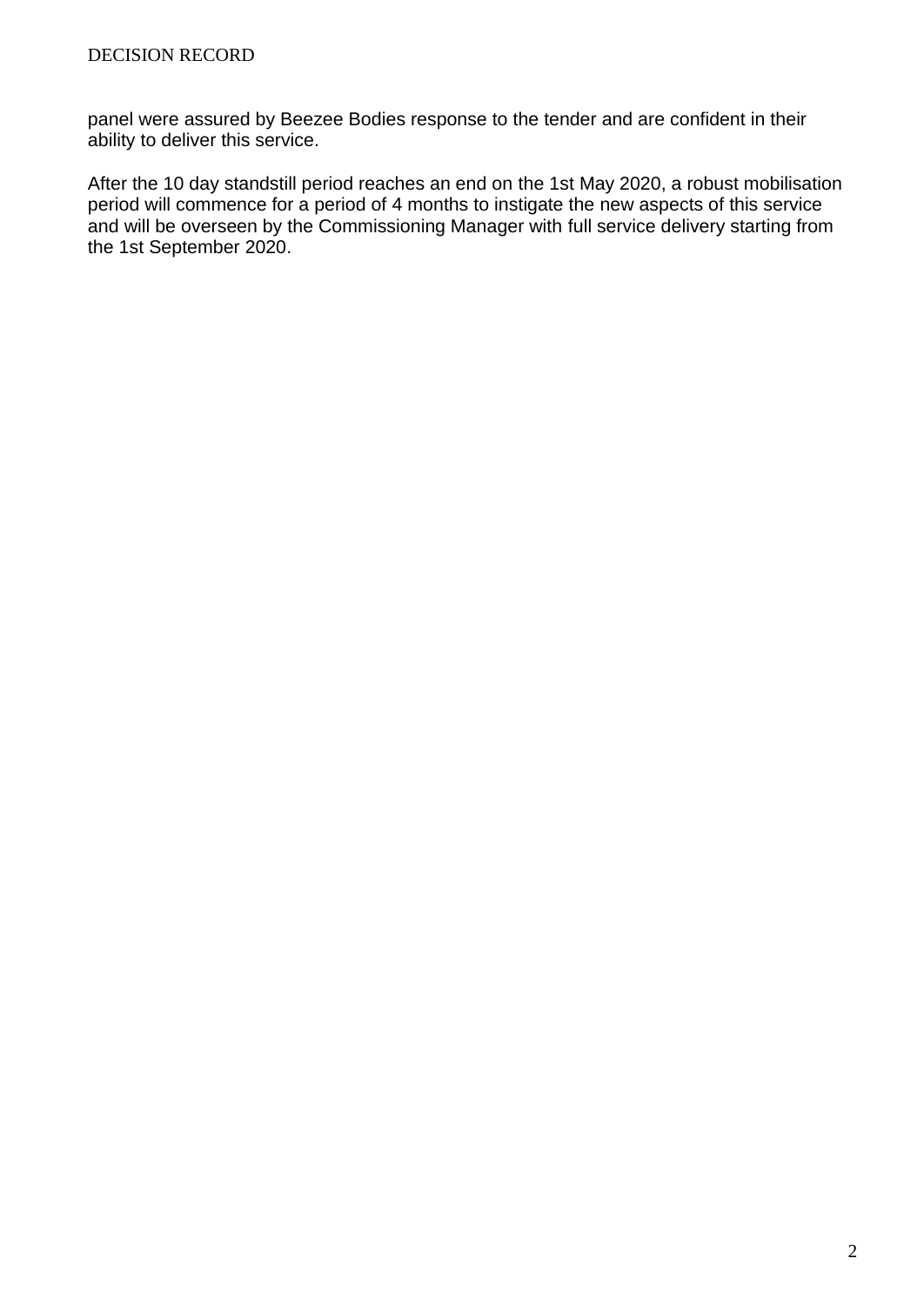panel were assured by Beezee Bodies response to the tender and are confident in their ability to deliver this service.

After the 10 day standstill period reaches an end on the 1st May 2020, a robust mobilisation period will commence for a period of 4 months to instigate the new aspects of this service and will be overseen by the Commissioning Manager with full service delivery starting from the 1st September 2020.